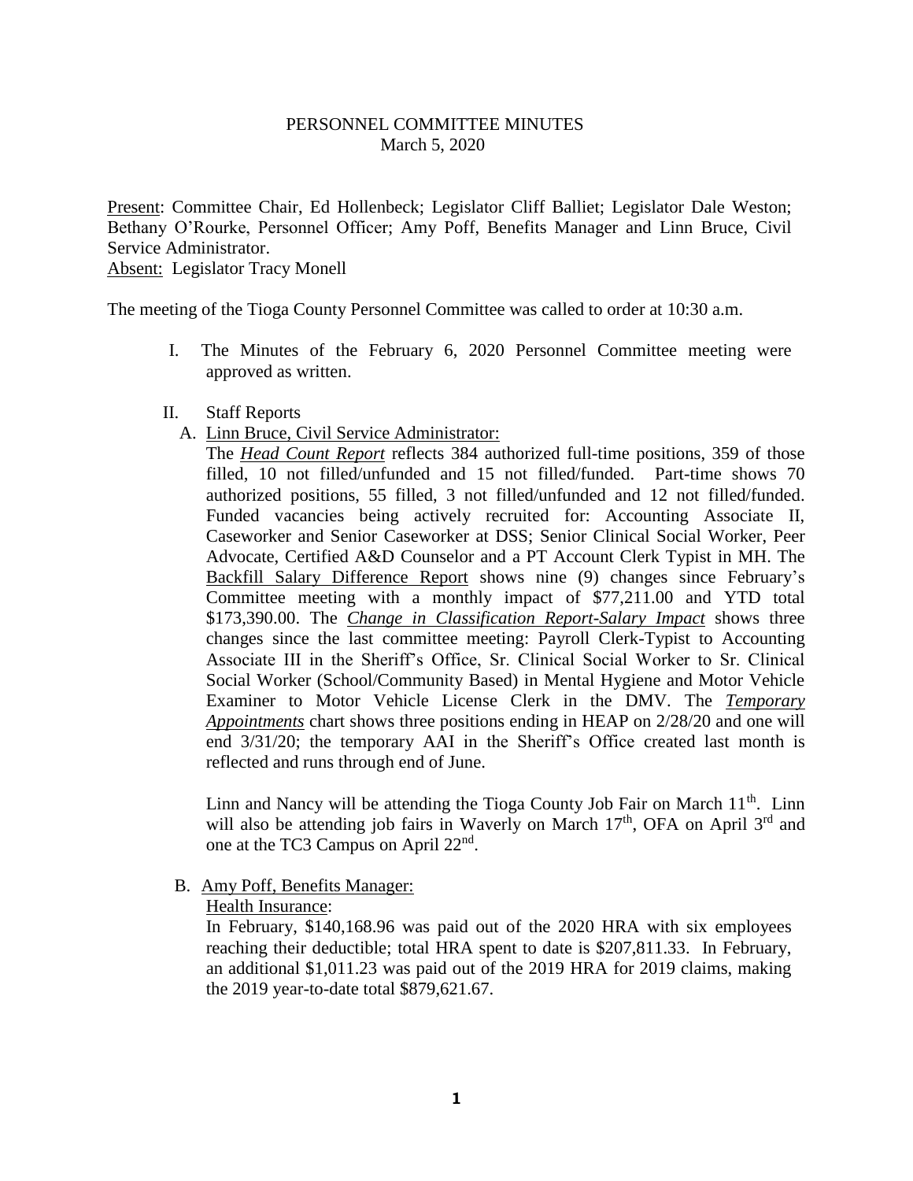# PERSONNEL COMMITTEE MINUTES
March 5, 2020

<u>Present</u>: Committee Chair, Ed Hollenbeck; Legislator Cliff Balliet; Legislator Dale Weston; Bethany O'Rourke, Personnel Officer; Amy Poff, Benefits Manager and Linn Bruce, Civil Service Administrator.
<u>Absent</u>: Legislator Tracy Monell

The meeting of the Tioga County Personnel Committee was called to order at 10:30 a.m.

I. The Minutes of the February 6, 2020 Personnel Committee meeting were approved as written.

II. Staff Reports

A. <u>Linn Bruce, Civil Service Administrator:</u>

The ***<u>Head Count Report</u>*** reflects 384 authorized full-time positions, 359 of those filled, 10 not filled/unfunded and 15 not filled/funded. Part-time shows 70 authorized positions, 55 filled, 3 not filled/unfunded and 12 not filled/funded. Funded vacancies being actively recruited for: Accounting Associate II, Caseworker and Senior Caseworker at DSS; Senior Clinical Social Worker, Peer Advocate, Certified A&D Counselor and a PT Account Clerk Typist in MH. The <u>Backfill Salary Difference Report</u> shows nine (9) changes since February's Committee meeting with a monthly impact of $77,211.00 and YTD total $173,390.00. The ***<u>Change in Classification Report-Salary Impact</u>*** shows three changes since the last committee meeting: Payroll Clerk-Typist to Accounting Associate III in the Sheriff's Office, Sr. Clinical Social Worker to Sr. Clinical Social Worker (School/Community Based) in Mental Hygiene and Motor Vehicle Examiner to Motor Vehicle License Clerk in the DMV. The ***<u>Temporary Appointments</u>*** chart shows three positions ending in HEAP on 2/28/20 and one will end 3/31/20; the temporary AAI in the Sheriff's Office created last month is reflected and runs through end of June.

Linn and Nancy will be attending the Tioga County Job Fair on March 11th. Linn will also be attending job fairs in Waverly on March 17th, OFA on April 3rd and one at the TC3 Campus on April 22nd.

B. <u>Amy Poff, Benefits Manager:</u>

<u>Health Insurance</u>:

In February, $140,168.96 was paid out of the 2020 HRA with six employees reaching their deductible; total HRA spent to date is $207,811.33. In February, an additional $1,011.23 was paid out of the 2019 HRA for 2019 claims, making the 2019 year-to-date total $879,621.67.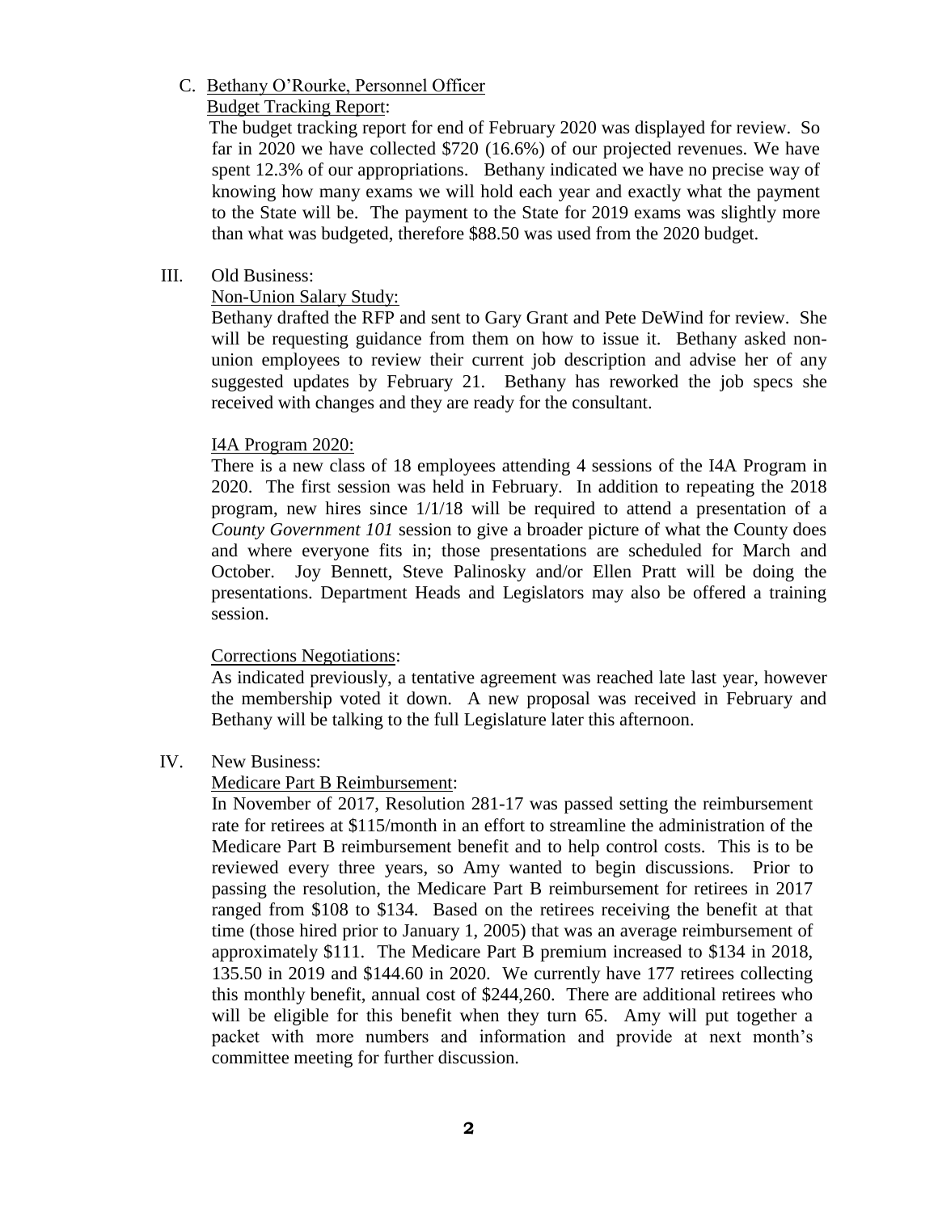C. <u>Bethany O'Rourke, Personnel Officer</u>

<u>Budget Tracking Report</u>:

The budget tracking report for end of February 2020 was displayed for review. So far in 2020 we have collected $720 (16.6%) of our projected revenues. We have spent 12.3% of our appropriations. Bethany indicated we have no precise way of knowing how many exams we will hold each year and exactly what the payment to the State will be. The payment to the State for 2019 exams was slightly more than what was budgeted, therefore $88.50 was used from the 2020 budget.

III. Old Business:

<u>Non-Union Salary Study:</u>

Bethany drafted the RFP and sent to Gary Grant and Pete DeWind for review. She will be requesting guidance from them on how to issue it. Bethany asked non-union employees to review their current job description and advise her of any suggested updates by February 21. Bethany has reworked the job specs she received with changes and they are ready for the consultant.

<u>I4A Program 2020:</u>

There is a new class of 18 employees attending 4 sessions of the I4A Program in 2020. The first session was held in February. In addition to repeating the 2018 program, new hires since 1/1/18 will be required to attend a presentation of a *County Government 101* session to give a broader picture of what the County does and where everyone fits in; those presentations are scheduled for March and October. Joy Bennett, Steve Palinosky and/or Ellen Pratt will be doing the presentations. Department Heads and Legislators may also be offered a training session.

<u>Corrections Negotiations</u>:

As indicated previously, a tentative agreement was reached late last year, however the membership voted it down. A new proposal was received in February and Bethany will be talking to the full Legislature later this afternoon.

IV. New Business:

<u>Medicare Part B Reimbursement</u>:

In November of 2017, Resolution 281-17 was passed setting the reimbursement rate for retirees at $115/month in an effort to streamline the administration of the Medicare Part B reimbursement benefit and to help control costs. This is to be reviewed every three years, so Amy wanted to begin discussions. Prior to passing the resolution, the Medicare Part B reimbursement for retirees in 2017 ranged from $108 to $134. Based on the retirees receiving the benefit at that time (those hired prior to January 1, 2005) that was an average reimbursement of approximately $111. The Medicare Part B premium increased to $134 in 2018, 135.50 in 2019 and $144.60 in 2020. We currently have 177 retirees collecting this monthly benefit, annual cost of $244,260. There are additional retirees who will be eligible for this benefit when they turn 65. Amy will put together a packet with more numbers and information and provide at next month's committee meeting for further discussion.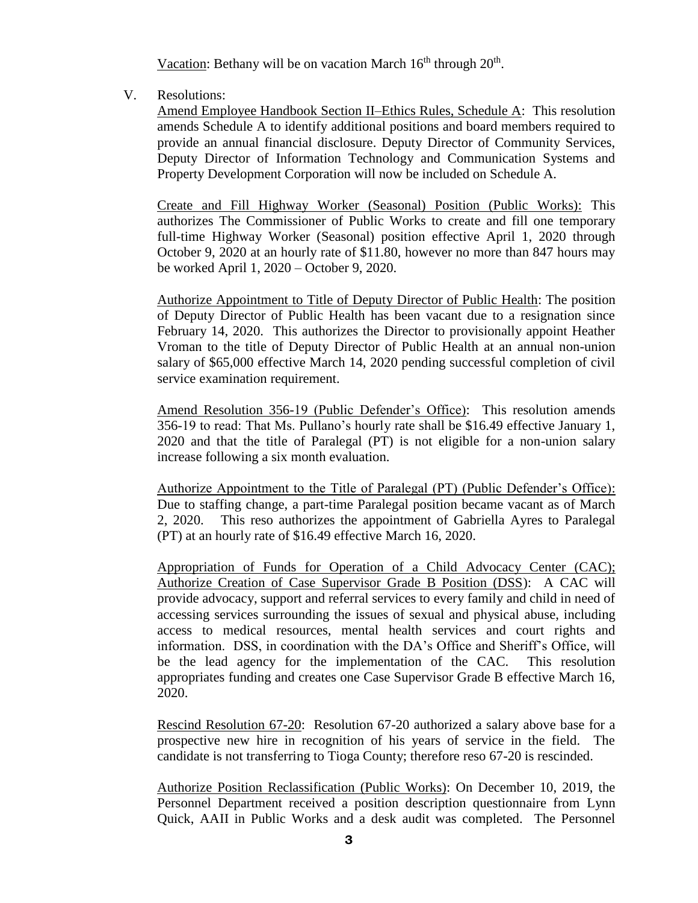Vacation: Bethany will be on vacation March 16th through 20th.

V. Resolutions:

Amend Employee Handbook Section II–Ethics Rules, Schedule A: This resolution amends Schedule A to identify additional positions and board members required to provide an annual financial disclosure. Deputy Director of Community Services, Deputy Director of Information Technology and Communication Systems and Property Development Corporation will now be included on Schedule A.

Create and Fill Highway Worker (Seasonal) Position (Public Works): This authorizes The Commissioner of Public Works to create and fill one temporary full-time Highway Worker (Seasonal) position effective April 1, 2020 through October 9, 2020 at an hourly rate of $11.80, however no more than 847 hours may be worked April 1, 2020 – October 9, 2020.

Authorize Appointment to Title of Deputy Director of Public Health: The position of Deputy Director of Public Health has been vacant due to a resignation since February 14, 2020. This authorizes the Director to provisionally appoint Heather Vroman to the title of Deputy Director of Public Health at an annual non-union salary of $65,000 effective March 14, 2020 pending successful completion of civil service examination requirement.

Amend Resolution 356-19 (Public Defender's Office): This resolution amends 356-19 to read: That Ms. Pullano's hourly rate shall be $16.49 effective January 1, 2020 and that the title of Paralegal (PT) is not eligible for a non-union salary increase following a six month evaluation.

Authorize Appointment to the Title of Paralegal (PT) (Public Defender's Office): Due to staffing change, a part-time Paralegal position became vacant as of March 2, 2020. This reso authorizes the appointment of Gabriella Ayres to Paralegal (PT) at an hourly rate of $16.49 effective March 16, 2020.

Appropriation of Funds for Operation of a Child Advocacy Center (CAC); Authorize Creation of Case Supervisor Grade B Position (DSS): A CAC will provide advocacy, support and referral services to every family and child in need of accessing services surrounding the issues of sexual and physical abuse, including access to medical resources, mental health services and court rights and information. DSS, in coordination with the DA's Office and Sheriff's Office, will be the lead agency for the implementation of the CAC. This resolution appropriates funding and creates one Case Supervisor Grade B effective March 16, 2020.

Rescind Resolution 67-20: Resolution 67-20 authorized a salary above base for a prospective new hire in recognition of his years of service in the field. The candidate is not transferring to Tioga County; therefore reso 67-20 is rescinded.

Authorize Position Reclassification (Public Works): On December 10, 2019, the Personnel Department received a position description questionnaire from Lynn Quick, AAII in Public Works and a desk audit was completed. The Personnel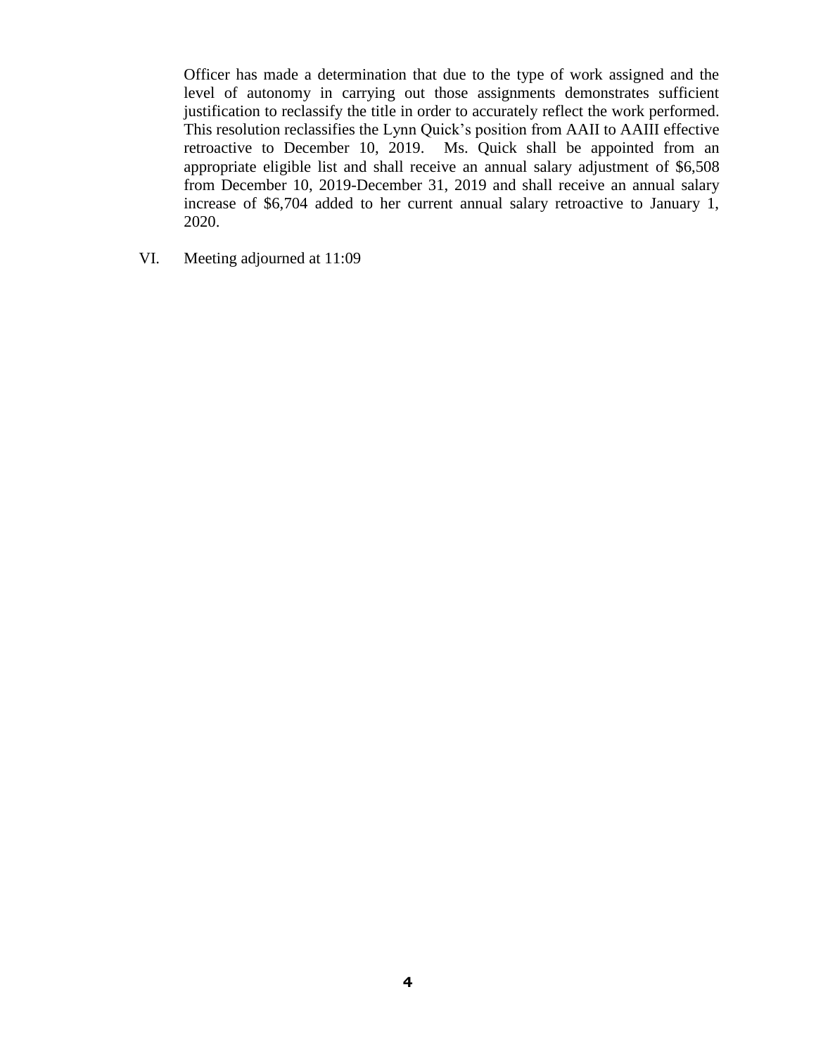Officer has made a determination that due to the type of work assigned and the level of autonomy in carrying out those assignments demonstrates sufficient justification to reclassify the title in order to accurately reflect the work performed. This resolution reclassifies the Lynn Quick's position from AAII to AAIII effective retroactive to December 10, 2019. Ms. Quick shall be appointed from an appropriate eligible list and shall receive an annual salary adjustment of $6,508 from December 10, 2019-December 31, 2019 and shall receive an annual salary increase of $6,704 added to her current annual salary retroactive to January 1, 2020.

VI. Meeting adjourned at 11:09